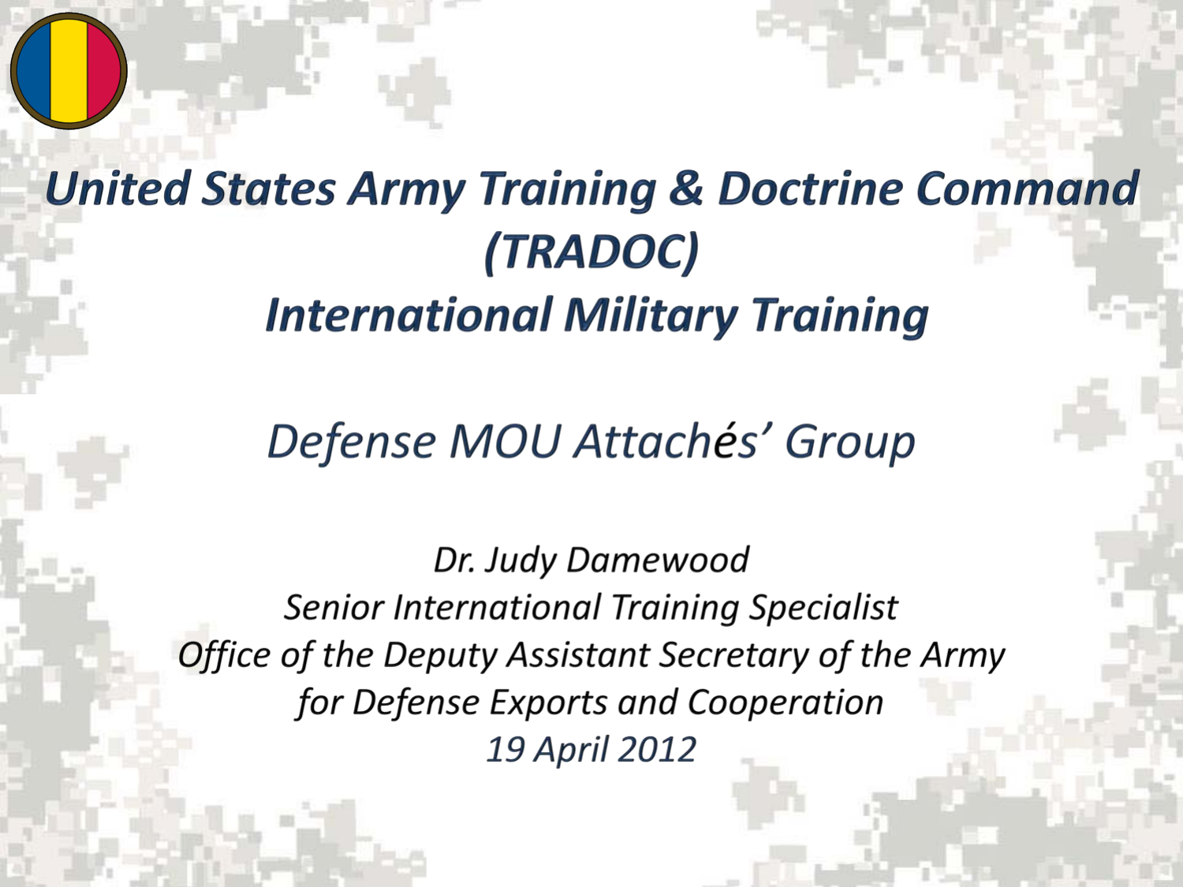# *United States Army Training & Doctrine Command (TRADOC)*
# *International Military Training*

## *Defense MOU Attachés' Group*

*Dr. Judy Damewood*
*Senior International Training Specialist*
*Office of the Deputy Assistant Secretary of the Army*
*for Defense Exports and Cooperation*
*19 April 2012*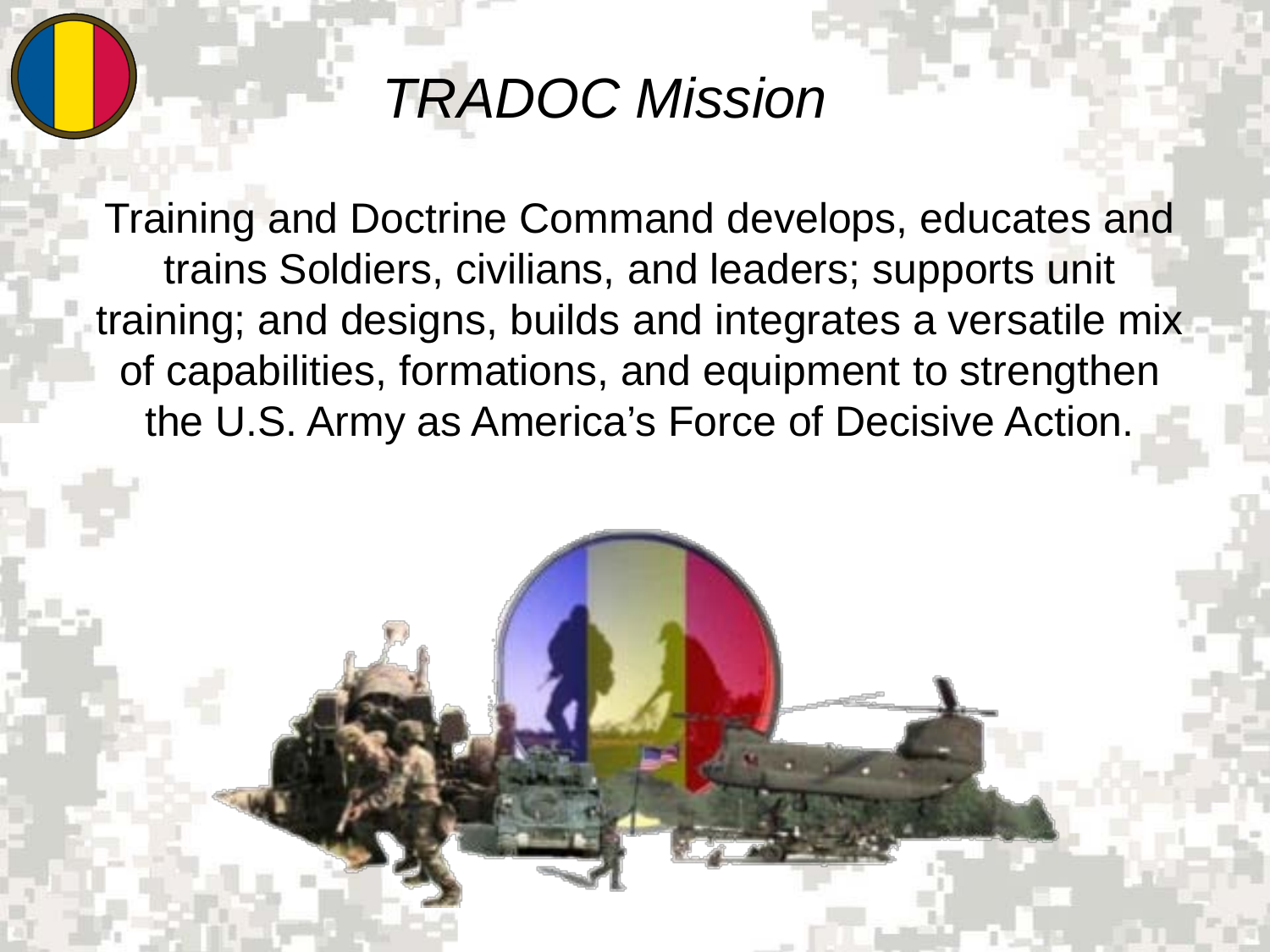# *TRADOC Mission*

Training and Doctrine Command develops, educates and trains Soldiers, civilians, and leaders; supports unit training; and designs, builds and integrates a versatile mix of capabilities, formations, and equipment to strengthen the U.S. Army as America's Force of Decisive Action.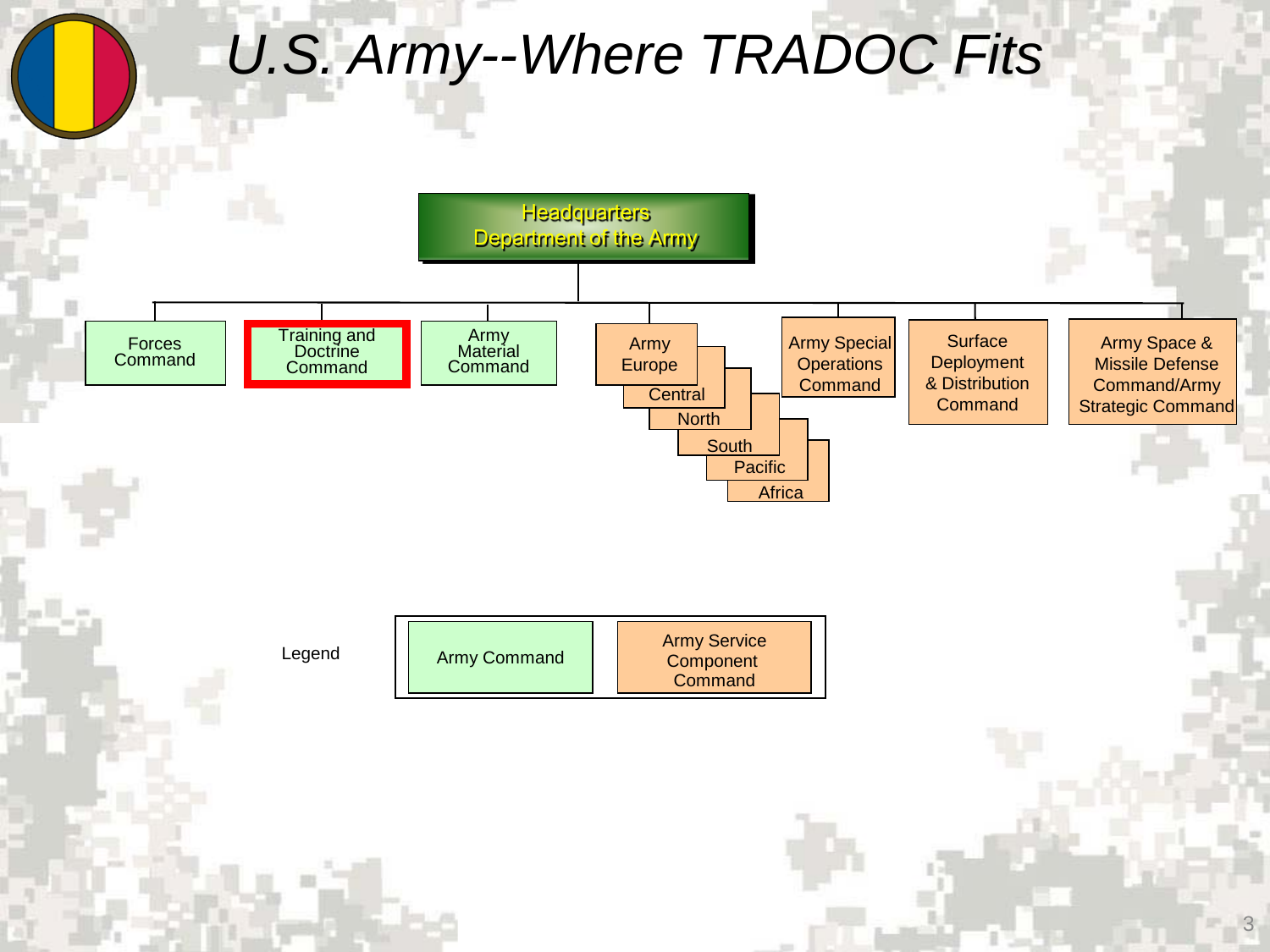# U.S. Army--Where TRADOC Fits

Headquarters Department of the Army

- Forces Command
- Training and Doctrine Command
- Army Material Command
- Army Europe
  - Central
  - North
  - South
  - Pacific
  - Africa
- Army Special Operations Command
- Surface Deployment & Distribution Command
- Army Space & Missile Defense Command/Army Strategic Command

Legend

| Army Command | Army Service Component Command |
| --- | --- |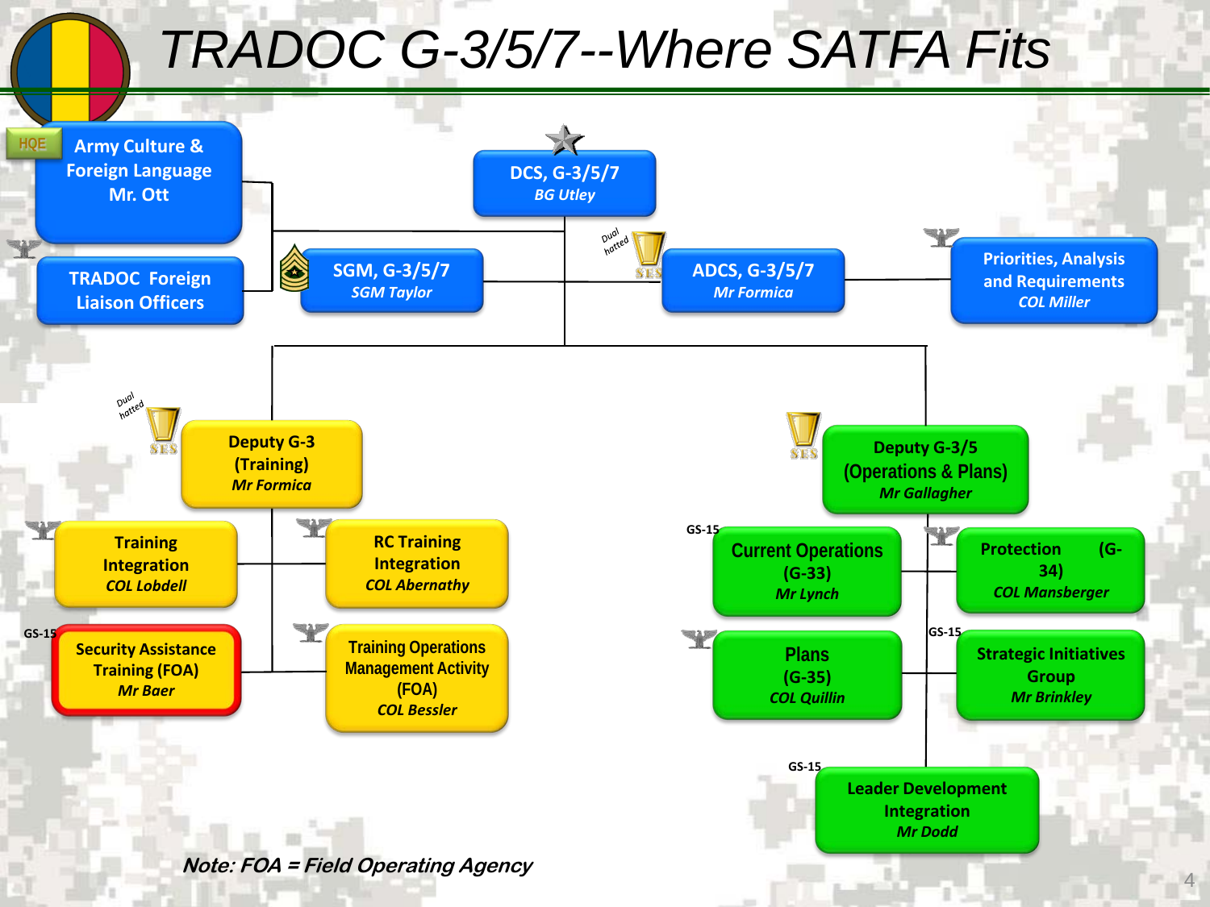# TRADOC G-3/5/7--Where SATFA Fits

**DCS, G-3/5/7**
*BG Utley*

- **Army Culture & Foreign Language** – Mr. Ott (HQE)
- **TRADOC Foreign Liaison Officers**
- **SGM, G-3/5/7** – *SGM Taylor*
- **ADCS, G-3/5/7** – *Mr Formica* (Dual hatted, SES)
- **Priorities, Analysis and Requirements** – *COL Miller*

**Deputy G-3 (Training)** – *Mr Formica* (Dual hatted, SES)

- **Training Integration** – *COL Lobdell*
- **RC Training Integration** – *COL Abernathy*
- **Security Assistance Training (FOA)** – *Mr Baer* (GS-15)
- **Training Operations Management Activity (FOA)** – *COL Bessler*

**Deputy G-3/5 (Operations & Plans)** – *Mr Gallagher* (SES)

- **Current Operations (G-33)** – *Mr Lynch* (GS-15)
- **Protection (G-34)** – *COL Mansberger*
- **Plans (G-35)** – *COL Quillin*
- **Strategic Initiatives Group** – *Mr Brinkley* (GS-15)
- **Leader Development Integration** – *Mr Dodd* (GS-15)

*Note: FOA = Field Operating Agency*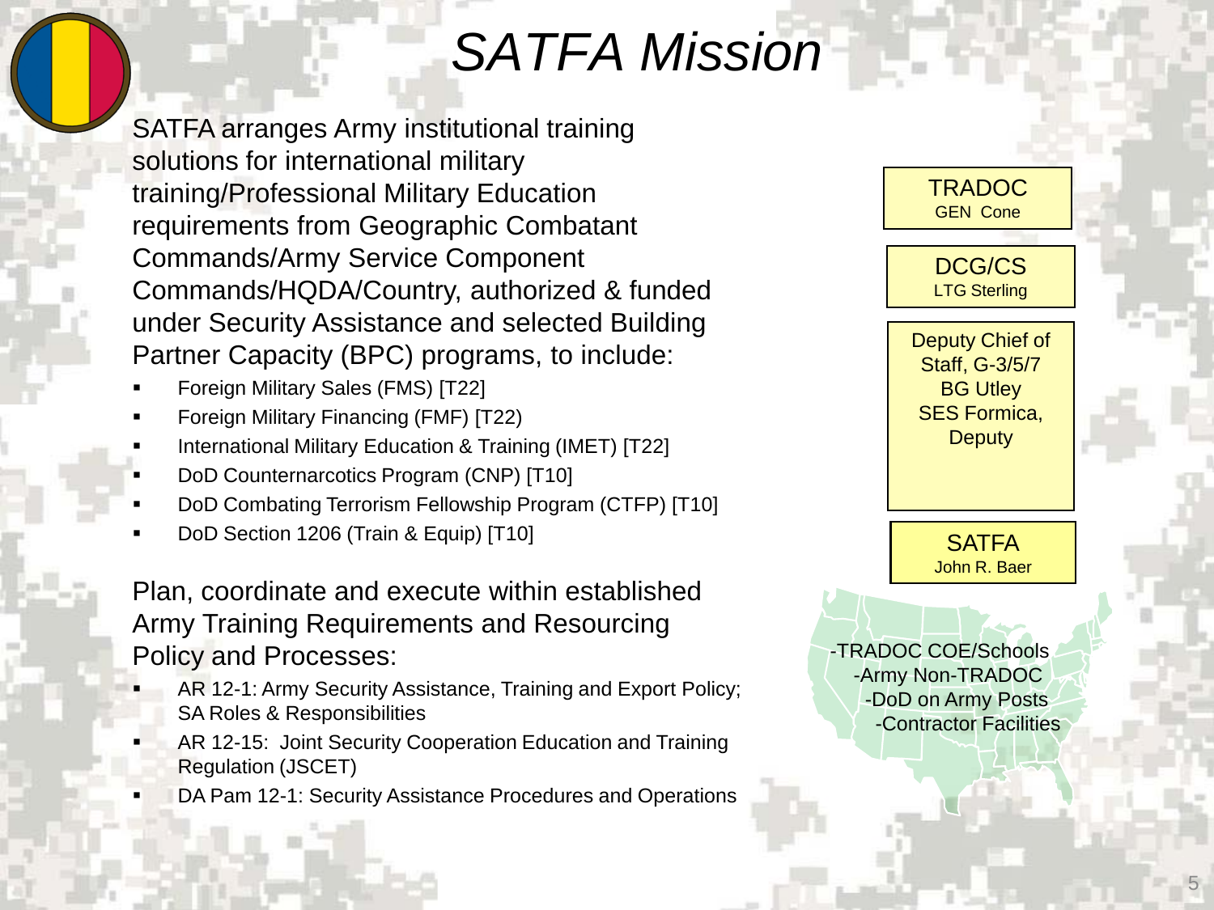# SATFA Mission

SATFA arranges Army institutional training solutions for international military training/Professional Military Education requirements from Geographic Combatant Commands/Army Service Component Commands/HQDA/Country, authorized & funded under Security Assistance and selected Building Partner Capacity (BPC) programs, to include:

- Foreign Military Sales (FMS) [T22]
- Foreign Military Financing (FMF) [T22]
- International Military Education & Training (IMET) [T22]
- DoD Counternarcotics Program (CNP) [T10]
- DoD Combating Terrorism Fellowship Program (CTFP) [T10]
- DoD Section 1206 (Train & Equip) [T10]

Plan, coordinate and execute within established Army Training Requirements and Resourcing Policy and Processes:

- AR 12-1: Army Security Assistance, Training and Export Policy; SA Roles & Responsibilities
- AR 12-15: Joint Security Cooperation Education and Training Regulation (JSCET)
- DA Pam 12-1: Security Assistance Procedures and Operations

TRADOC
GEN Cone

DCG/CS
LTG Sterling

Deputy Chief of Staff, G-3/5/7
BG Utley
SES Formica, Deputy

SATFA
John R. Baer

-TRADOC COE/Schools
-Army Non-TRADOC
-DoD on Army Posts
-Contractor Facilities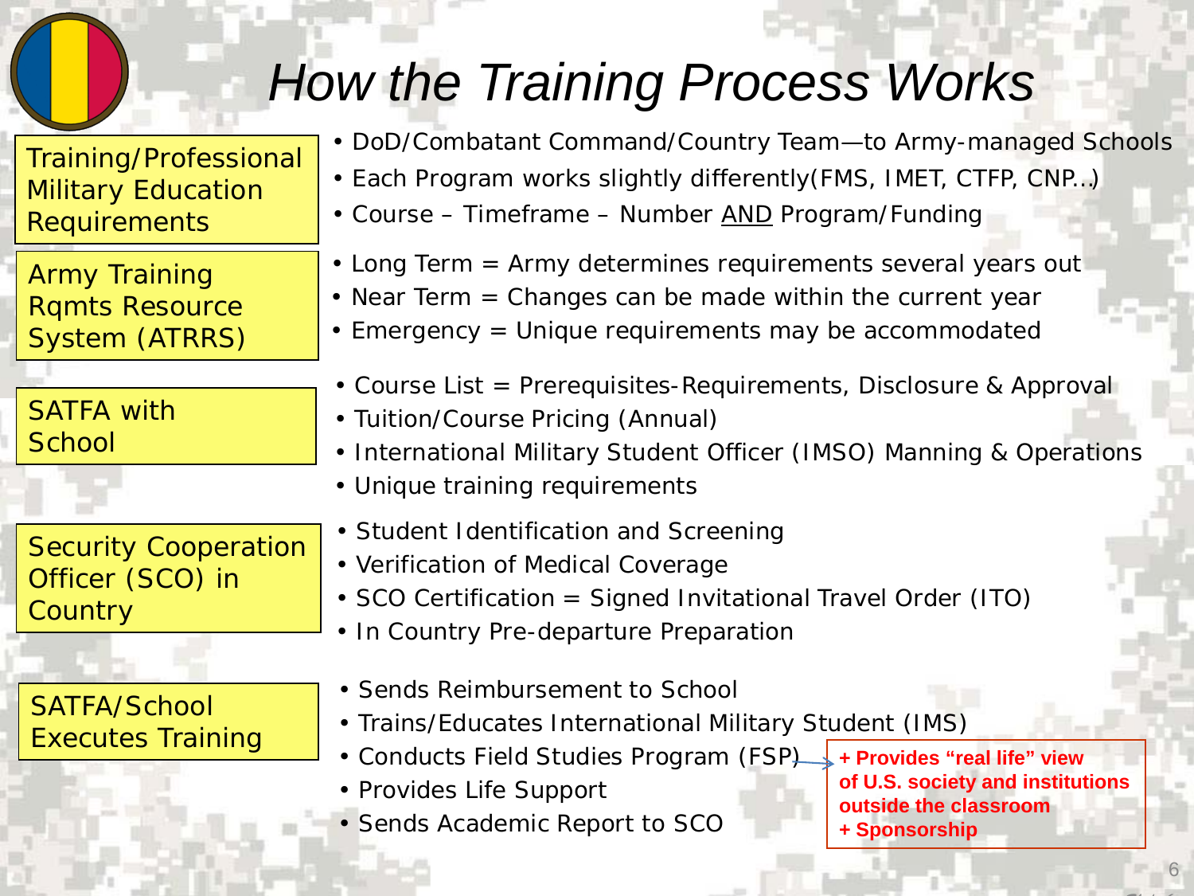# How the Training Process Works

**Training/Professional Military Education Requirements**

- DoD/Combatant Command/Country Team—to Army-managed Schools
- Each Program works slightly differently(FMS, IMET, CTFP, CNP…)
- Course – Timeframe – Number AND Program/Funding

**Army Training Rqmts Resource System (ATRRS)**

- Long Term = Army determines requirements several years out
- Near Term = Changes can be made within the current year
- Emergency = Unique requirements may be accommodated

**SATFA with School**

- Course List = Prerequisites-Requirements, Disclosure & Approval
- Tuition/Course Pricing (Annual)
- International Military Student Officer (IMSO) Manning & Operations
- Unique training requirements

**Security Cooperation Officer (SCO) in Country**

- Student Identification and Screening
- Verification of Medical Coverage
- SCO Certification = Signed Invitational Travel Order (ITO)
- In Country Pre-departure Preparation

**SATFA/School Executes Training**

- Sends Reimbursement to School
- Trains/Educates International Military Student (IMS)
- Conducts Field Studies Program (FSP)
  - **+ Provides "real life" view of U.S. society and institutions outside the classroom**
  - **+ Sponsorship**
- Provides Life Support
- Sends Academic Report to SCO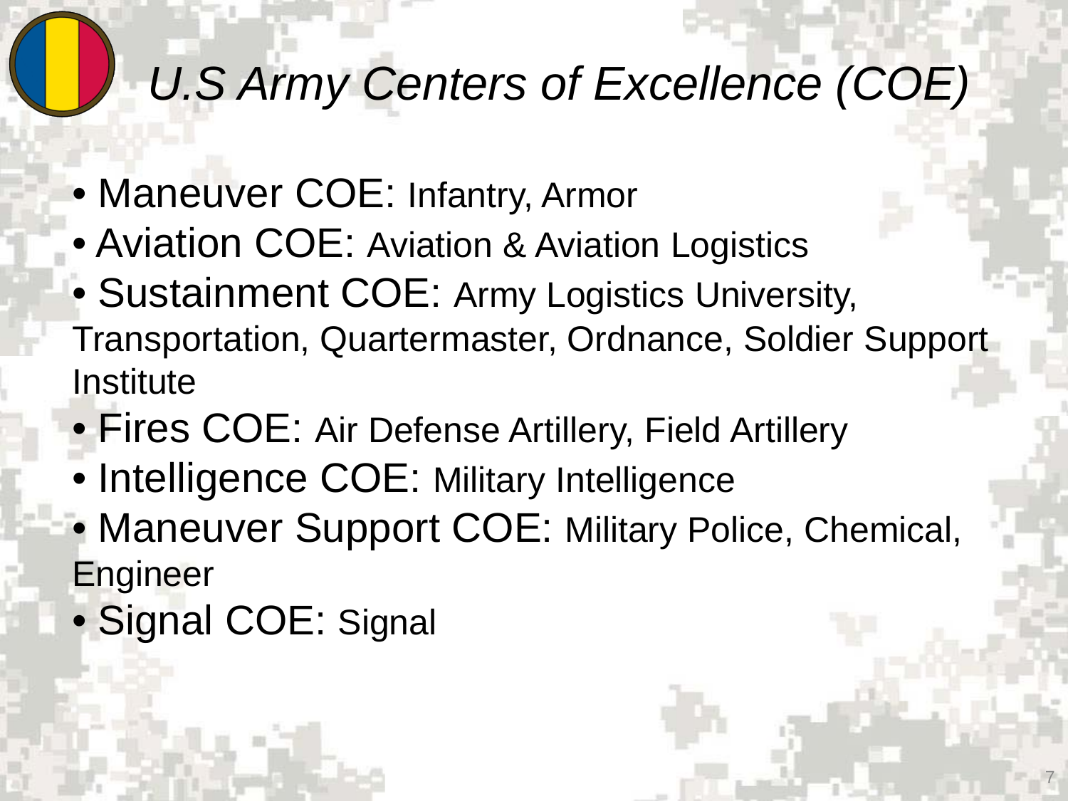# *U.S Army Centers of Excellence (COE)*

- Maneuver COE: Infantry, Armor
- Aviation COE: Aviation & Aviation Logistics
- Sustainment COE: Army Logistics University, Transportation, Quartermaster, Ordnance, Soldier Support Institute
- Fires COE: Air Defense Artillery, Field Artillery
- Intelligence COE: Military Intelligence
- Maneuver Support COE: Military Police, Chemical, Engineer
- Signal COE: Signal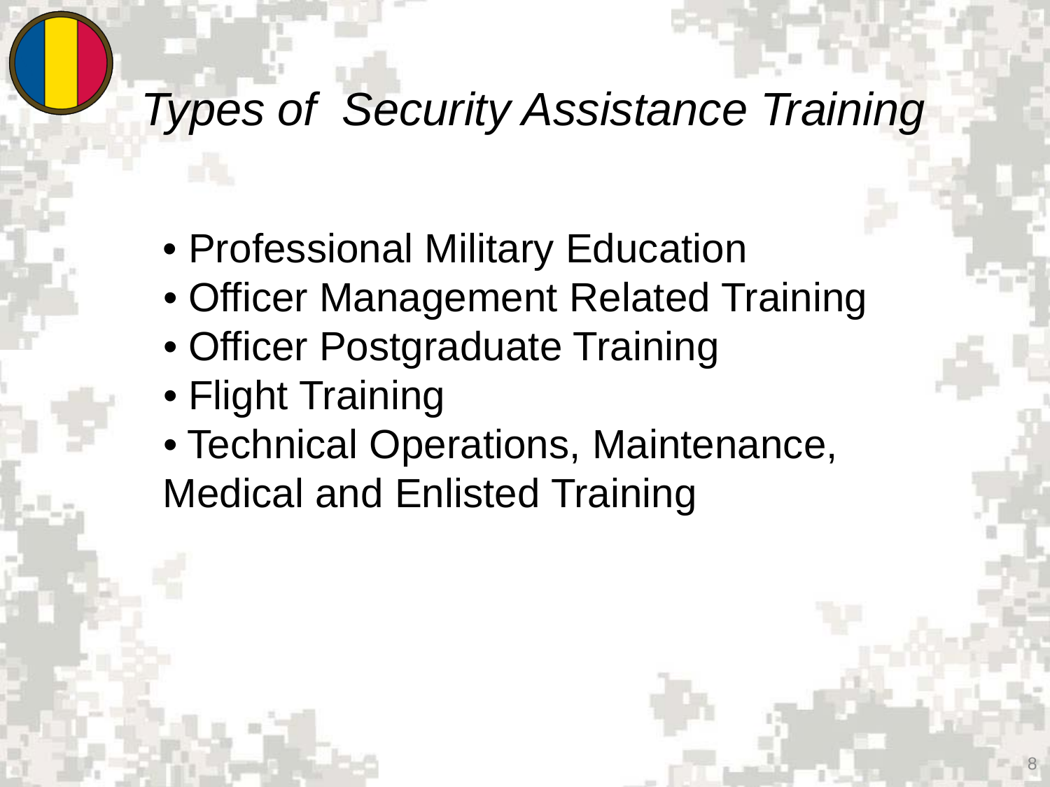# *Types of Security Assistance Training*

- Professional Military Education
- Officer Management Related Training
- Officer Postgraduate Training
- Flight Training
- Technical Operations, Maintenance, Medical and Enlisted Training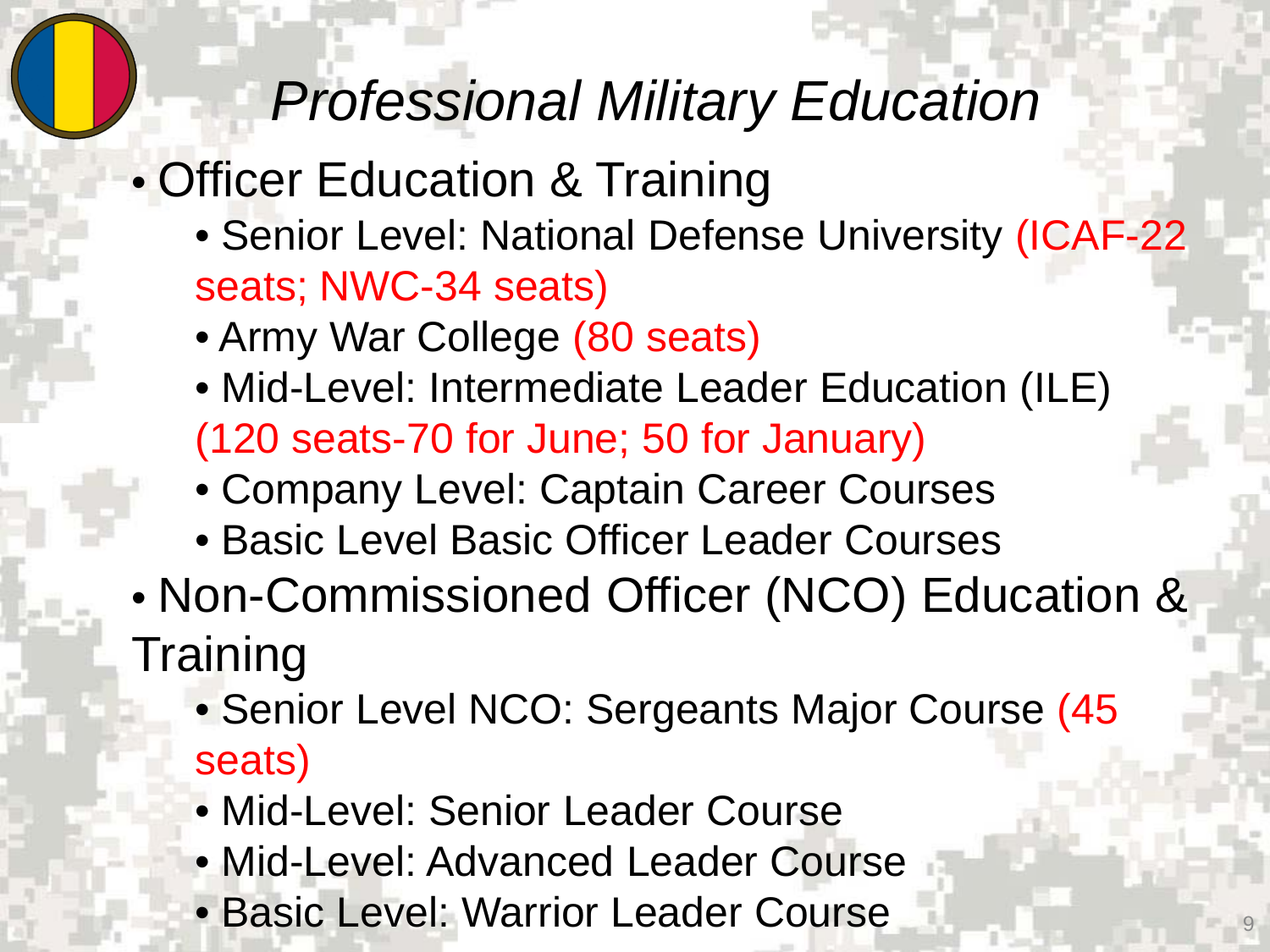# *Professional Military Education*

- Officer Education & Training
  - Senior Level: National Defense University (ICAF-22 seats; NWC-34 seats)
  - Army War College (80 seats)
  - Mid-Level: Intermediate Leader Education (ILE) (120 seats-70 for June; 50 for January)
  - Company Level: Captain Career Courses
  - Basic Level Basic Officer Leader Courses
- Non-Commissioned Officer (NCO) Education & Training
  - Senior Level NCO: Sergeants Major Course (45 seats)
  - Mid-Level: Senior Leader Course
  - Mid-Level: Advanced Leader Course
  - Basic Level: Warrior Leader Course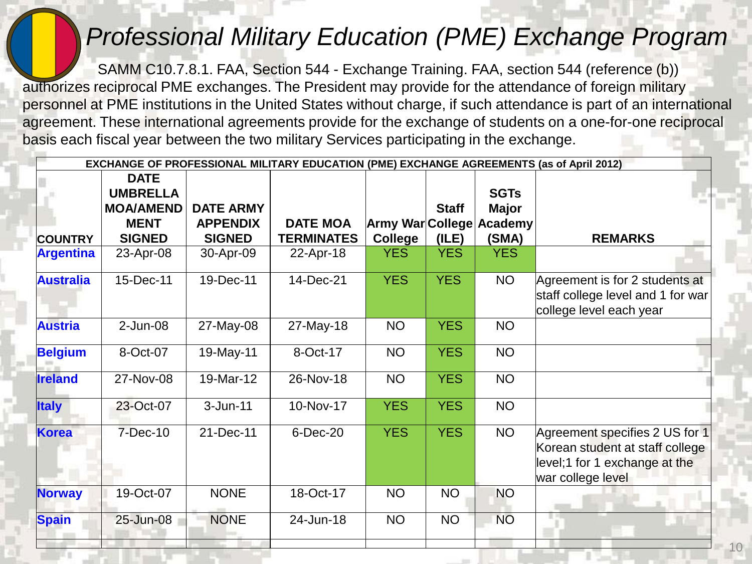# Professional Military Education (PME) Exchange Program

SAMM C10.7.8.1. FAA, Section 544 - Exchange Training. FAA, section 544 (reference (b)) authorizes reciprocal PME exchanges. The President may provide for the attendance of foreign military personnel at PME institutions in the United States without charge, if such attendance is part of an international agreement. These international agreements provide for the exchange of students on a one-for-one reciprocal basis each fiscal year between the two military Services participating in the exchange.

| EXCHANGE OF PROFESSIONAL MILITARY EDUCATION (PME) EXCHANGE AGREEMENTS (as of April 2012) | | | | | | | |
|---|---|---|---|---|---|---|---|
| **COUNTRY** | **DATE UMBRELLA MOA/AMENDMENT SIGNED** | **DATE ARMY APPENDIX SIGNED** | **DATE MOA TERMINATES** | **Army War College** | **Staff College (ILE)** | **SGTs Major Academy (SMA)** | **REMARKS** |
| **Argentina** | 23-Apr-08 | 30-Apr-09 | 22-Apr-18 | YES | YES | YES | |
| **Australia** | 15-Dec-11 | 19-Dec-11 | 14-Dec-21 | YES | YES | NO | Agreement is for 2 students at staff college level and 1 for war college level each year |
| **Austria** | 2-Jun-08 | 27-May-08 | 27-May-18 | NO | YES | NO | |
| **Belgium** | 8-Oct-07 | 19-May-11 | 8-Oct-17 | NO | YES | NO | |
| **Ireland** | 27-Nov-08 | 19-Mar-12 | 26-Nov-18 | NO | YES | NO | |
| **Italy** | 23-Oct-07 | 3-Jun-11 | 10-Nov-17 | YES | YES | NO | |
| **Korea** | 7-Dec-10 | 21-Dec-11 | 6-Dec-20 | YES | YES | NO | Agreement specifies 2 US for 1 Korean student at staff college level;1 for 1 exchange at the war college level |
| **Norway** | 19-Oct-07 | NONE | 18-Oct-17 | NO | NO | NO | |
| **Spain** | 25-Jun-08 | NONE | 24-Jun-18 | NO | NO | NO | |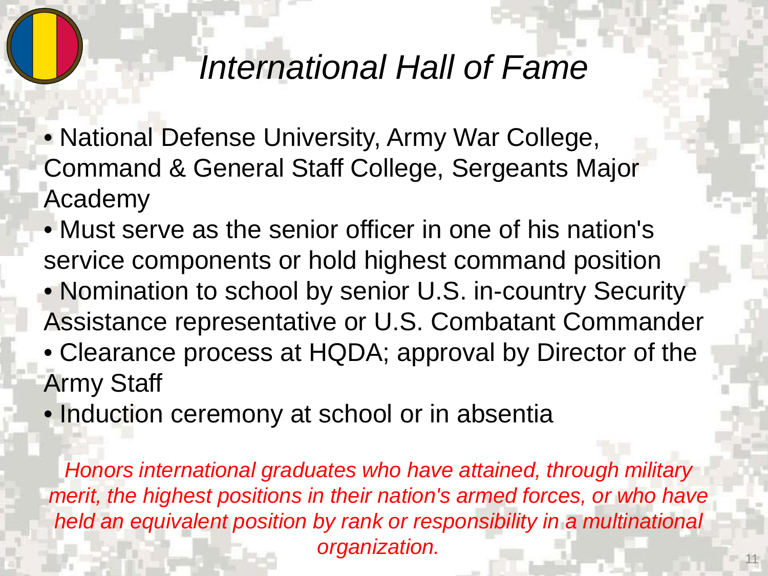# *International Hall of Fame*

- National Defense University, Army War College, Command & General Staff College, Sergeants Major Academy
- Must serve as the senior officer in one of his nation's service components or hold highest command position
- Nomination to school by senior U.S. in-country Security Assistance representative or U.S. Combatant Commander
- Clearance process at HQDA; approval by Director of the Army Staff
- Induction ceremony at school or in absentia

*Honors international graduates who have attained, through military merit, the highest positions in their nation's armed forces, or who have held an equivalent position by rank or responsibility in a multinational organization.*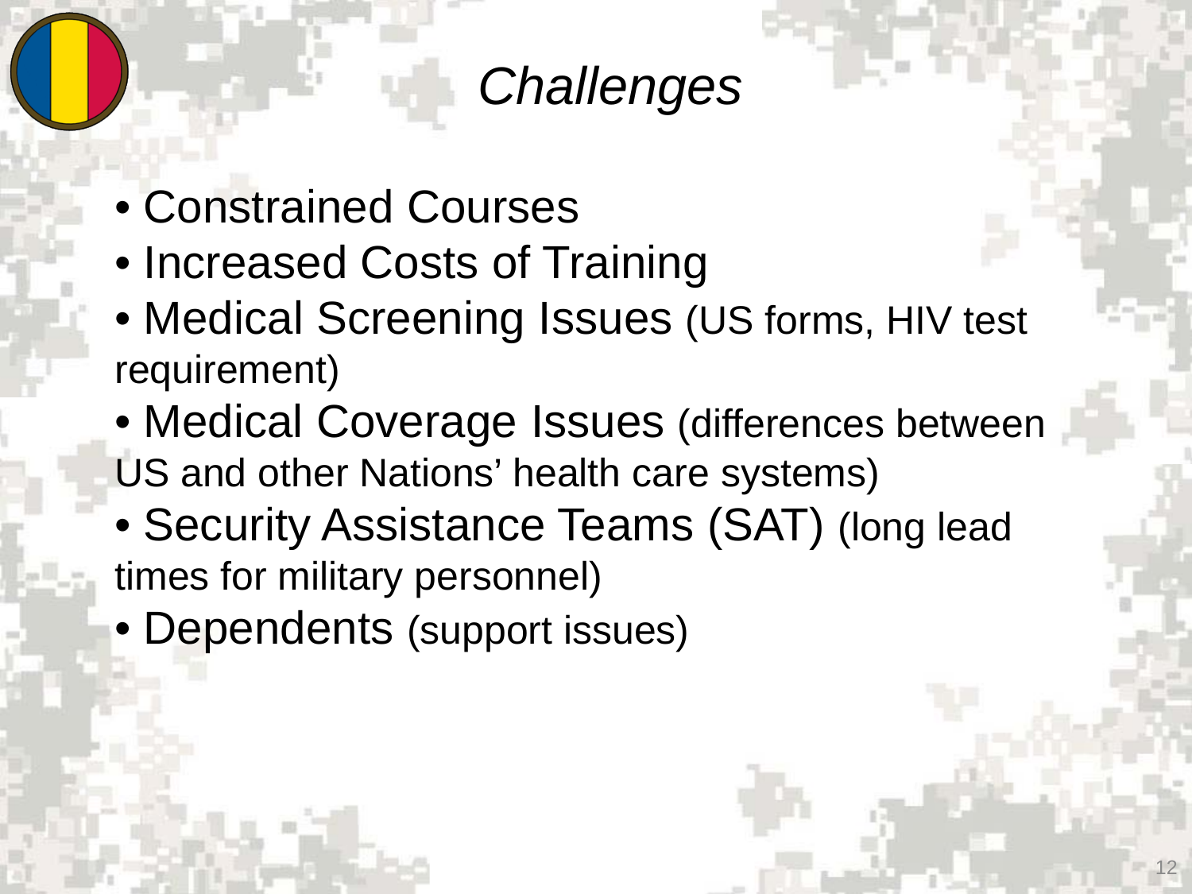# *Challenges*

- Constrained Courses
- Increased Costs of Training
- Medical Screening Issues (US forms, HIV test requirement)
- Medical Coverage Issues (differences between US and other Nations' health care systems)
- Security Assistance Teams (SAT) (long lead times for military personnel)
- Dependents (support issues)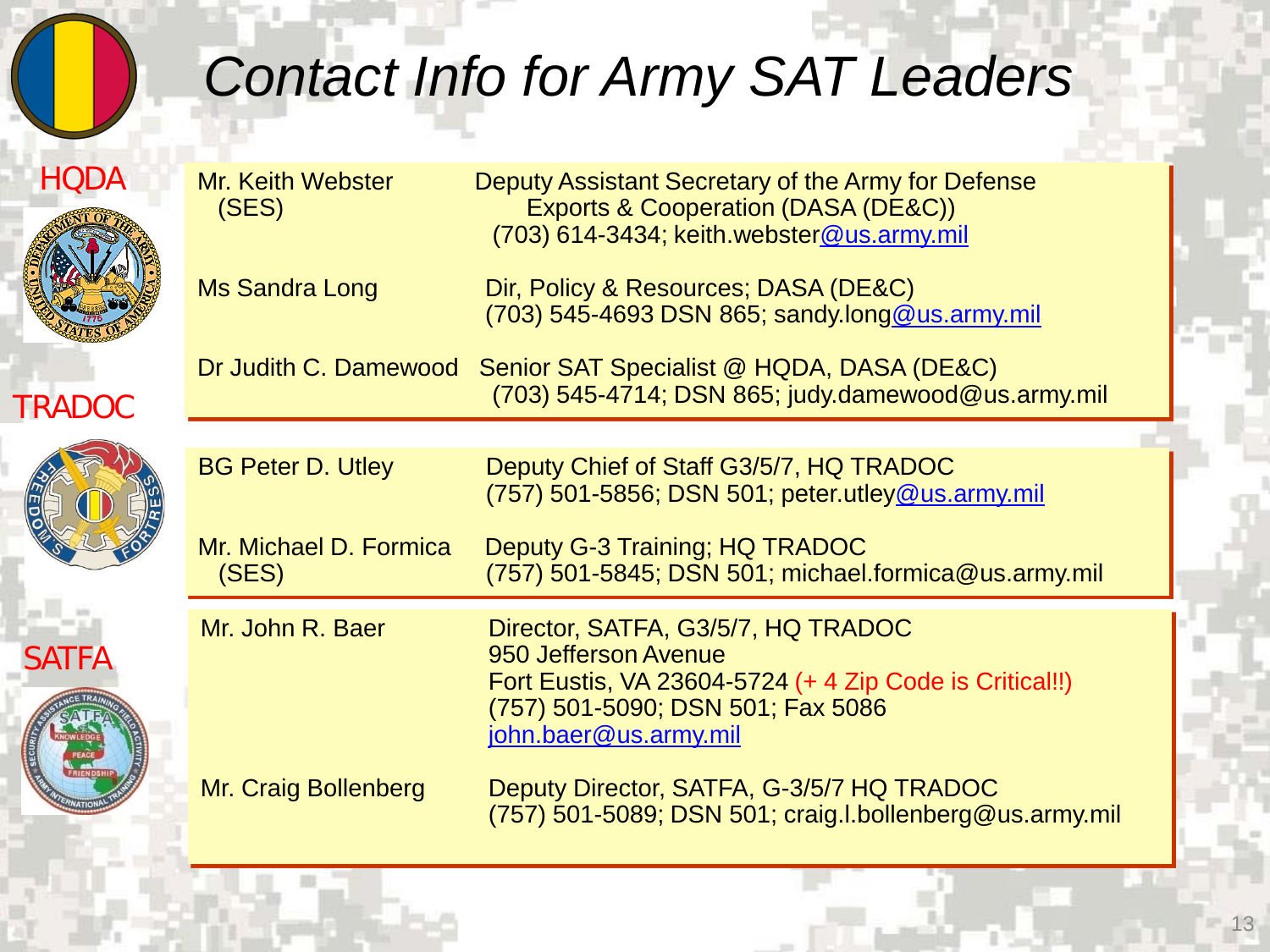# Contact Info for Army SAT Leaders

## HQDA

| | |
|---|---|
| Mr. Keith Webster (SES) | Deputy Assistant Secretary of the Army for Defense Exports & Cooperation (DASA (DE&C)) (703) 614-3434; keith.webster@us.army.mil |
| Ms Sandra Long | Dir, Policy & Resources; DASA (DE&C) (703) 545-4693 DSN 865; sandy.long@us.army.mil |
| Dr Judith C. Damewood | Senior SAT Specialist @ HQDA, DASA (DE&C) (703) 545-4714; DSN 865; judy.damewood@us.army.mil |

## TRADOC

| | |
|---|---|
| BG Peter D. Utley | Deputy Chief of Staff G3/5/7, HQ TRADOC (757) 501-5856; DSN 501; peter.utley@us.army.mil |
| Mr. Michael D. Formica (SES) | Deputy G-3 Training; HQ TRADOC (757) 501-5845; DSN 501; michael.formica@us.army.mil |

## SATFA

| | |
|---|---|
| Mr. John R. Baer | Director, SATFA, G3/5/7, HQ TRADOC 950 Jefferson Avenue Fort Eustis, VA 23604-5724 (+ 4 Zip Code is Critical!!) (757) 501-5090; DSN 501; Fax 5086 john.baer@us.army.mil |
| Mr. Craig Bollenberg | Deputy Director, SATFA, G-3/5/7 HQ TRADOC (757) 501-5089; DSN 501; craig.l.bollenberg@us.army.mil |